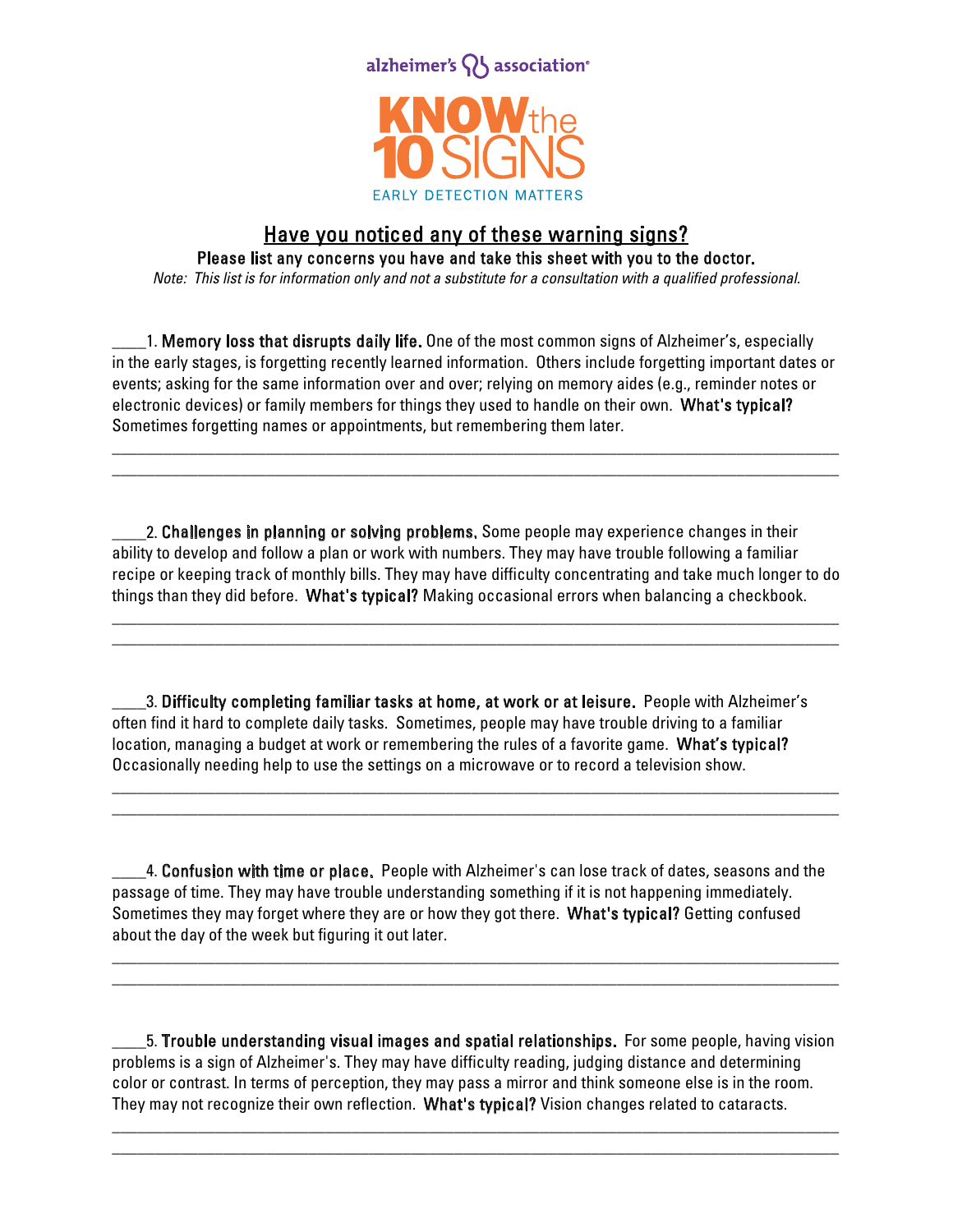alzheimer's association®

# KNOW the 10 SIGNS

EARLY DETECTION MATTERS

## Have you noticed any of these warning signs?

**Please list any concerns you have and take this sheet with you to the doctor.**

*Note: This list is for information only and not a substitute for a consultation with a qualified professional.*

____1. **Memory loss that disrupts daily life.** One of the most common signs of Alzheimer's, especially in the early stages, is forgetting recently learned information. Others include forgetting important dates or events; asking for the same information over and over; relying on memory aides (e.g., reminder notes or electronic devices) or family members for things they used to handle on their own. **What's typical?** Sometimes forgetting names or appointments, but remembering them later.

______________________________________________________________________________________

______________________________________________________________________________________

____2. **Challenges in planning or solving problems.** Some people may experience changes in their ability to develop and follow a plan or work with numbers. They may have trouble following a familiar recipe or keeping track of monthly bills. They may have difficulty concentrating and take much longer to do things than they did before. **What's typical?** Making occasional errors when balancing a checkbook.

______________________________________________________________________________________

______________________________________________________________________________________

____3. **Difficulty completing familiar tasks at home, at work or at leisure.** People with Alzheimer's often find it hard to complete daily tasks. Sometimes, people may have trouble driving to a familiar location, managing a budget at work or remembering the rules of a favorite game. **What's typical?** Occasionally needing help to use the settings on a microwave or to record a television show.

______________________________________________________________________________________

______________________________________________________________________________________

____4. **Confusion with time or place.** People with Alzheimer's can lose track of dates, seasons and the passage of time. They may have trouble understanding something if it is not happening immediately. Sometimes they may forget where they are or how they got there. **What's typical?** Getting confused about the day of the week but figuring it out later.

______________________________________________________________________________________

______________________________________________________________________________________

____5. **Trouble understanding visual images and spatial relationships.** For some people, having vision problems is a sign of Alzheimer's. They may have difficulty reading, judging distance and determining color or contrast. In terms of perception, they may pass a mirror and think someone else is in the room. They may not recognize their own reflection. **What's typical?** Vision changes related to cataracts.

______________________________________________________________________________________

______________________________________________________________________________________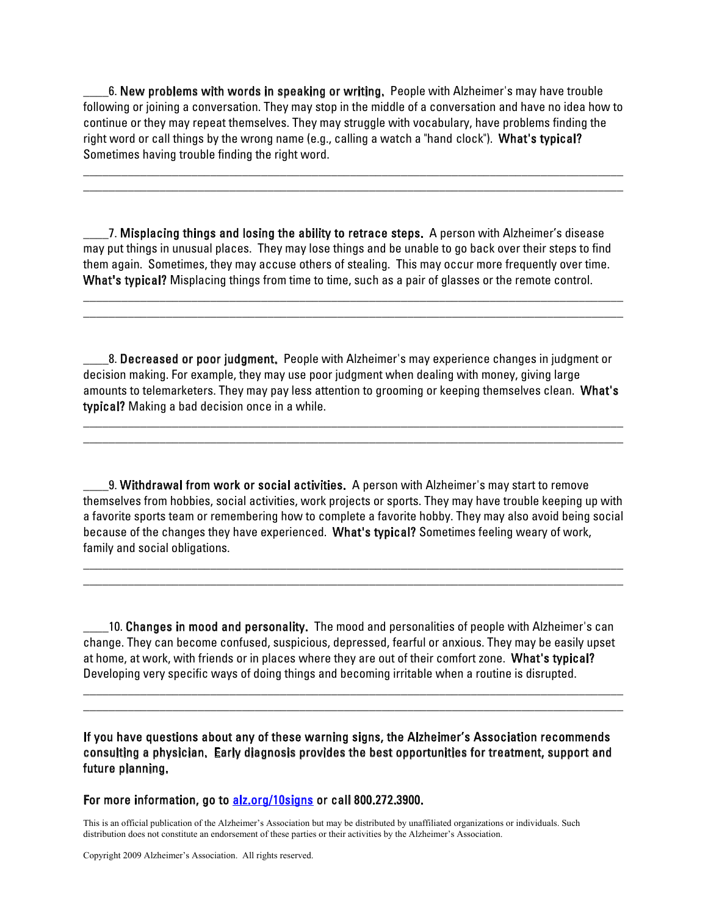____6. **New problems with words in speaking or writing.** People with Alzheimer's may have trouble following or joining a conversation. They may stop in the middle of a conversation and have no idea how to continue or they may repeat themselves. They may struggle with vocabulary, have problems finding the right word or call things by the wrong name (e.g., calling a watch a "hand clock"). **What's typical?** Sometimes having trouble finding the right word.

______________________________________________________________________________________
______________________________________________________________________________________

____7. **Misplacing things and losing the ability to retrace steps.** A person with Alzheimer's disease may put things in unusual places. They may lose things and be unable to go back over their steps to find them again. Sometimes, they may accuse others of stealing. This may occur more frequently over time. **What's typical?** Misplacing things from time to time, such as a pair of glasses or the remote control.

______________________________________________________________________________________
______________________________________________________________________________________

____8. **Decreased or poor judgment.** People with Alzheimer's may experience changes in judgment or decision making. For example, they may use poor judgment when dealing with money, giving large amounts to telemarketers. They may pay less attention to grooming or keeping themselves clean. **What's typical?** Making a bad decision once in a while.

______________________________________________________________________________________
______________________________________________________________________________________

____9. **Withdrawal from work or social activities.** A person with Alzheimer's may start to remove themselves from hobbies, social activities, work projects or sports. They may have trouble keeping up with a favorite sports team or remembering how to complete a favorite hobby. They may also avoid being social because of the changes they have experienced. **What's typical?** Sometimes feeling weary of work, family and social obligations.

______________________________________________________________________________________
______________________________________________________________________________________

____10. **Changes in mood and personality.** The mood and personalities of people with Alzheimer's can change. They can become confused, suspicious, depressed, fearful or anxious. They may be easily upset at home, at work, with friends or in places where they are out of their comfort zone. **What's typical?** Developing very specific ways of doing things and becoming irritable when a routine is disrupted.

______________________________________________________________________________________
______________________________________________________________________________________

**If you have questions about any of these warning signs, the Alzheimer's Association recommends consulting a physician. Early diagnosis provides the best opportunities for treatment, support and future planning.**

**For more information, go to [alz.org/10signs](alz.org/10signs) or call 800.272.3900.**

This is an official publication of the Alzheimer's Association but may be distributed by unaffiliated organizations or individuals. Such distribution does not constitute an endorsement of these parties or their activities by the Alzheimer's Association.

Copyright 2009 Alzheimer's Association. All rights reserved.